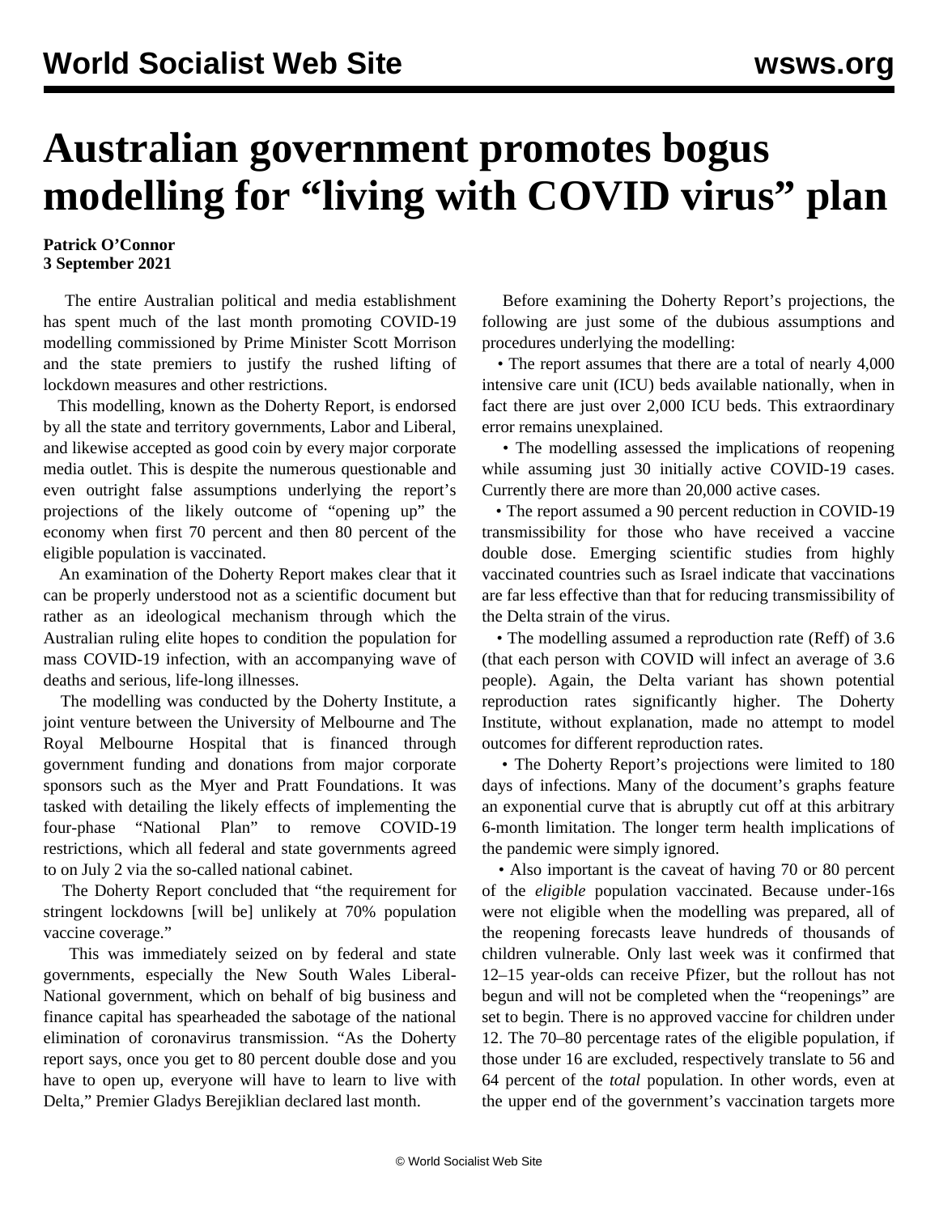# Australian government promotes bogus modelling for "living with COVID virus" plan

**Patrick O'Connor**
**3 September 2021**

The entire Australian political and media establishment has spent much of the last month promoting COVID-19 modelling commissioned by Prime Minister Scott Morrison and the state premiers to justify the rushed lifting of lockdown measures and other restrictions.

This modelling, known as the Doherty Report, is endorsed by all the state and territory governments, Labor and Liberal, and likewise accepted as good coin by every major corporate media outlet. This is despite the numerous questionable and even outright false assumptions underlying the report's projections of the likely outcome of "opening up" the economy when first 70 percent and then 80 percent of the eligible population is vaccinated.

An examination of the Doherty Report makes clear that it can be properly understood not as a scientific document but rather as an ideological mechanism through which the Australian ruling elite hopes to condition the population for mass COVID-19 infection, with an accompanying wave of deaths and serious, life-long illnesses.

The modelling was conducted by the Doherty Institute, a joint venture between the University of Melbourne and The Royal Melbourne Hospital that is financed through government funding and donations from major corporate sponsors such as the Myer and Pratt Foundations. It was tasked with detailing the likely effects of implementing the four-phase "National Plan" to remove COVID-19 restrictions, which all federal and state governments agreed to on July 2 via the so-called national cabinet.

The Doherty Report concluded that "the requirement for stringent lockdowns [will be] unlikely at 70% population vaccine coverage."

This was immediately seized on by federal and state governments, especially the New South Wales Liberal-National government, which on behalf of big business and finance capital has spearheaded the sabotage of the national elimination of coronavirus transmission. "As the Doherty report says, once you get to 80 percent double dose and you have to open up, everyone will have to learn to live with Delta," Premier Gladys Berejiklian declared last month.

Before examining the Doherty Report's projections, the following are just some of the dubious assumptions and procedures underlying the modelling:

- The report assumes that there are a total of nearly 4,000 intensive care unit (ICU) beds available nationally, when in fact there are just over 2,000 ICU beds. This extraordinary error remains unexplained.
- The modelling assessed the implications of reopening while assuming just 30 initially active COVID-19 cases. Currently there are more than 20,000 active cases.
- The report assumed a 90 percent reduction in COVID-19 transmissibility for those who have received a vaccine double dose. Emerging scientific studies from highly vaccinated countries such as Israel indicate that vaccinations are far less effective than that for reducing transmissibility of the Delta strain of the virus.
- The modelling assumed a reproduction rate (Reff) of 3.6 (that each person with COVID will infect an average of 3.6 people). Again, the Delta variant has shown potential reproduction rates significantly higher. The Doherty Institute, without explanation, made no attempt to model outcomes for different reproduction rates.
- The Doherty Report's projections were limited to 180 days of infections. Many of the document's graphs feature an exponential curve that is abruptly cut off at this arbitrary 6-month limitation. The longer term health implications of the pandemic were simply ignored.
- Also important is the caveat of having 70 or 80 percent of the *eligible* population vaccinated. Because under-16s were not eligible when the modelling was prepared, all of the reopening forecasts leave hundreds of thousands of children vulnerable. Only last week was it confirmed that 12–15 year-olds can receive Pfizer, but the rollout has not begun and will not be completed when the "reopenings" are set to begin. There is no approved vaccine for children under 12. The 70–80 percentage rates of the eligible population, if those under 16 are excluded, respectively translate to 56 and 64 percent of the *total* population. In other words, even at the upper end of the government's vaccination targets more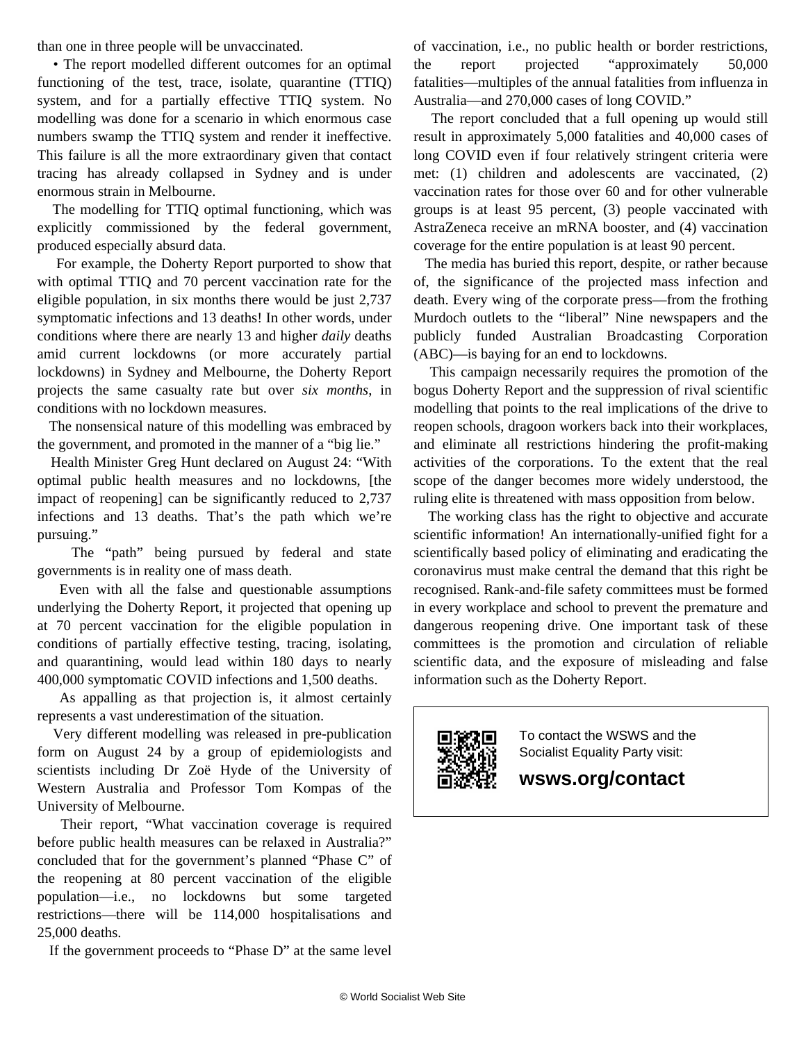than one in three people will be unvaccinated.

• The report modelled different outcomes for an optimal functioning of the test, trace, isolate, quarantine (TTIQ) system, and for a partially effective TTIQ system. No modelling was done for a scenario in which enormous case numbers swamp the TTIQ system and render it ineffective. This failure is all the more extraordinary given that contact tracing has already collapsed in Sydney and is under enormous strain in Melbourne.

The modelling for TTIQ optimal functioning, which was explicitly commissioned by the federal government, produced especially absurd data.

For example, the Doherty Report purported to show that with optimal TTIQ and 70 percent vaccination rate for the eligible population, in six months there would be just 2,737 symptomatic infections and 13 deaths! In other words, under conditions where there are nearly 13 and higher *daily* deaths amid current lockdowns (or more accurately partial lockdowns) in Sydney and Melbourne, the Doherty Report projects the same casualty rate but over *six months*, in conditions with no lockdown measures.

The nonsensical nature of this modelling was embraced by the government, and promoted in the manner of a "big lie."

Health Minister Greg Hunt declared on August 24: "With optimal public health measures and no lockdowns, [the impact of reopening] can be significantly reduced to 2,737 infections and 13 deaths. That's the path which we're pursuing."

The "path" being pursued by federal and state governments is in reality one of mass death.

Even with all the false and questionable assumptions underlying the Doherty Report, it projected that opening up at 70 percent vaccination for the eligible population in conditions of partially effective testing, tracing, isolating, and quarantining, would lead within 180 days to nearly 400,000 symptomatic COVID infections and 1,500 deaths.

As appalling as that projection is, it almost certainly represents a vast underestimation of the situation.

Very different modelling was released in pre-publication form on August 24 by a group of epidemiologists and scientists including Dr Zoë Hyde of the University of Western Australia and Professor Tom Kompas of the University of Melbourne.

Their report, "What vaccination coverage is required before public health measures can be relaxed in Australia?" concluded that for the government's planned "Phase C" of the reopening at 80 percent vaccination of the eligible population—i.e., no lockdowns but some targeted restrictions—there will be 114,000 hospitalisations and 25,000 deaths.

If the government proceeds to "Phase D" at the same level of vaccination, i.e., no public health or border restrictions, the report projected "approximately 50,000 fatalities—multiples of the annual fatalities from influenza in Australia—and 270,000 cases of long COVID."

The report concluded that a full opening up would still result in approximately 5,000 fatalities and 40,000 cases of long COVID even if four relatively stringent criteria were met: (1) children and adolescents are vaccinated, (2) vaccination rates for those over 60 and for other vulnerable groups is at least 95 percent, (3) people vaccinated with AstraZeneca receive an mRNA booster, and (4) vaccination coverage for the entire population is at least 90 percent.

The media has buried this report, despite, or rather because of, the significance of the projected mass infection and death. Every wing of the corporate press—from the frothing Murdoch outlets to the "liberal" Nine newspapers and the publicly funded Australian Broadcasting Corporation (ABC)—is baying for an end to lockdowns.

This campaign necessarily requires the promotion of the bogus Doherty Report and the suppression of rival scientific modelling that points to the real implications of the drive to reopen schools, dragoon workers back into their workplaces, and eliminate all restrictions hindering the profit-making activities of the corporations. To the extent that the real scope of the danger becomes more widely understood, the ruling elite is threatened with mass opposition from below.

The working class has the right to objective and accurate scientific information! An internationally-unified fight for a scientifically based policy of eliminating and eradicating the coronavirus must make central the demand that this right be recognised. Rank-and-file safety committees must be formed in every workplace and school to prevent the premature and dangerous reopening drive. One important task of these committees is the promotion and circulation of reliable scientific data, and the exposure of misleading and false information such as the Doherty Report.

To contact the WSWS and the Socialist Equality Party visit:

**wsws.org/contact**